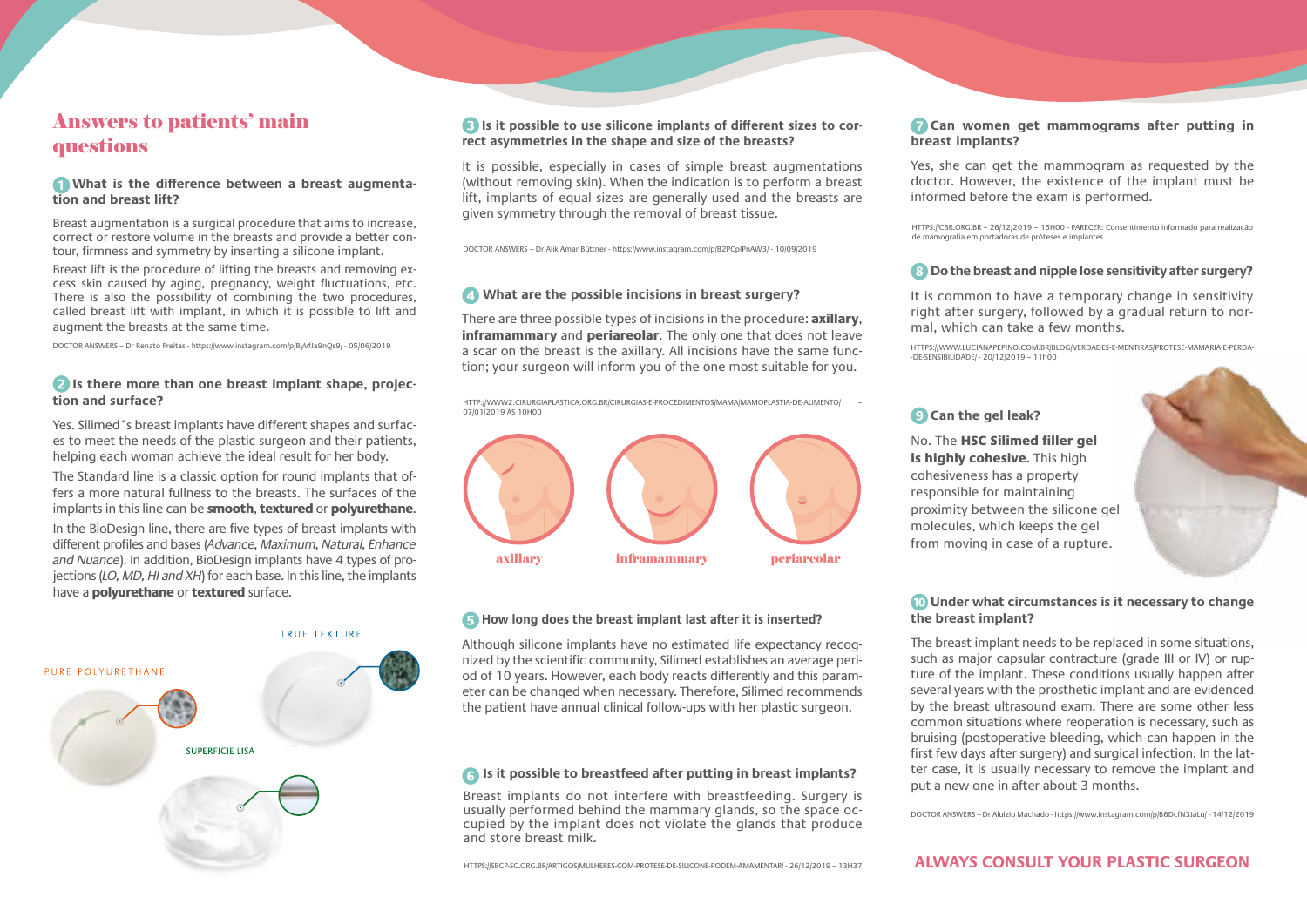# Answers to patients' main questions

## 1 What is the difference between a breast augmentation and breast lift?

Breast augmentation is a surgical procedure that aims to increase, correct or restore volume in the breasts and provide a better contour, firmness and symmetry by inserting a silicone implant.

Breast lift is the procedure of lifting the breasts and removing excess skin caused by aging, pregnancy, weight fluctuations, etc. There is also the possibility of combining the two procedures, called breast lift with implant, in which it is possible to lift and augment the breasts at the same time.

DOCTOR ANSWERS – Dr Renato Freitas - https://www.instagram.com/p/ByVfJa9nQs9/ - 05/06/2019

## 2 Is there more than one breast implant shape, projection and surface?

Yes. Silimed´s breast implants have different shapes and surfaces to meet the needs of the plastic surgeon and their patients, helping each woman achieve the ideal result for her body.

The Standard line is a classic option for round implants that offers a more natural fullness to the breasts. The surfaces of the implants in this line can be **smooth**, **textured** or **polyurethane**.

In the BioDesign line, there are five types of breast implants with different profiles and bases (*Advance, Maximum, Natural, Enhance and Nuance*). In addition, BioDesign implants have 4 types of projections (*LO, MD, HI and XH*) for each base. In this line, the implants have a **polyurethane** or **textured** surface.

TRUE TEXTURE

PURE POLYURETHANE

SUPERFICIE LISA

## 3 Is it possible to use silicone implants of different sizes to correct asymmetries in the shape and size of the breasts?

It is possible, especially in cases of simple breast augmentations (without removing skin). When the indication is to perform a breast lift, implants of equal sizes are generally used and the breasts are given symmetry through the removal of breast tissue.

DOCTOR ANSWERS – Dr Alik Amar Büttner - https://www.instagram.com/p/B2PCpIPnAW3/ - 10/09/2019

## 4 What are the possible incisions in breast surgery?

There are three possible types of incisions in the procedure: **axillary**, **inframammary** and **periareolar**. The only one that does not leave a scar on the breast is the axillary. All incisions have the same function; your surgeon will inform you of the one most suitable for you.

HTTP://WWW2.CIRURGIAPLASTICA.ORG.BR/CIRURGIAS-E-PROCEDIMENTOS/MAMA/MAMOPLASTIA-DE-AUMENTO/ – 07/01/2019 AS 10H00

axillary | inframammary | periareolar

## 5 How long does the breast implant last after it is inserted?

Although silicone implants have no estimated life expectancy recognized by the scientific community, Silimed establishes an average period of 10 years. However, each body reacts differently and this parameter can be changed when necessary. Therefore, Silimed recommends the patient have annual clinical follow-ups with her plastic surgeon.

## 6 Is it possible to breastfeed after putting in breast implants?

Breast implants do not interfere with breastfeeding. Surgery is usually performed behind the mammary glands, so the space occupied by the implant does not violate the glands that produce and store breast milk.

HTTPS://SBCP-SC.ORG.BR/ARTIGOS/MULHERES-COM-PROTESE-DE-SILICONE-PODEM-AMAMENTAR/ - 26/12/2019 – 13H37

## 7 Can women get mammograms after putting in breast implants?

Yes, she can get the mammogram as requested by the doctor. However, the existence of the implant must be informed before the exam is performed.

HTTPS://CBR.ORG.BR – 26/12/2019 – 15H00 - PARECER: Consentimento informado para realização de mamografia em portadoras de próteses e implantes

## 8 Do the breast and nipple lose sensitivity after surgery?

It is common to have a temporary change in sensitivity right after surgery, followed by a gradual return to normal, which can take a few months.

HTTPS://WWW.LUCIANAPEPINO.COM.BR/BLOG/VERDADES-E-MENTIRAS/PROTESE-MAMARIA-E-PERDA-DE-SENSIBILIDADE/ - 20/12/2019 – 11h00

## 9 Can the gel leak?

No. The **HSC Silimed filler gel is highly cohesive.** This high cohesiveness has a property responsible for maintaining proximity between the silicone gel molecules, which keeps the gel from moving in case of a rupture.

## 10 Under what circumstances is it necessary to change the breast implant?

The breast implant needs to be replaced in some situations, such as major capsular contracture (grade III or IV) or rupture of the implant. These conditions usually happen after several years with the prosthetic implant and are evidenced by the breast ultrasound exam. There are some other less common situations where reoperation is necessary, such as bruising (postoperative bleeding, which can happen in the first few days after surgery) and surgical infection. In the latter case, it is usually necessary to remove the implant and put a new one in after about 3 months.

DOCTOR ANSWERS – Dr Aluizio Machado - https://www.instagram.com/p/B6DcfN3JaLu/ - 14/12/2019

**ALWAYS CONSULT YOUR PLASTIC SURGEON**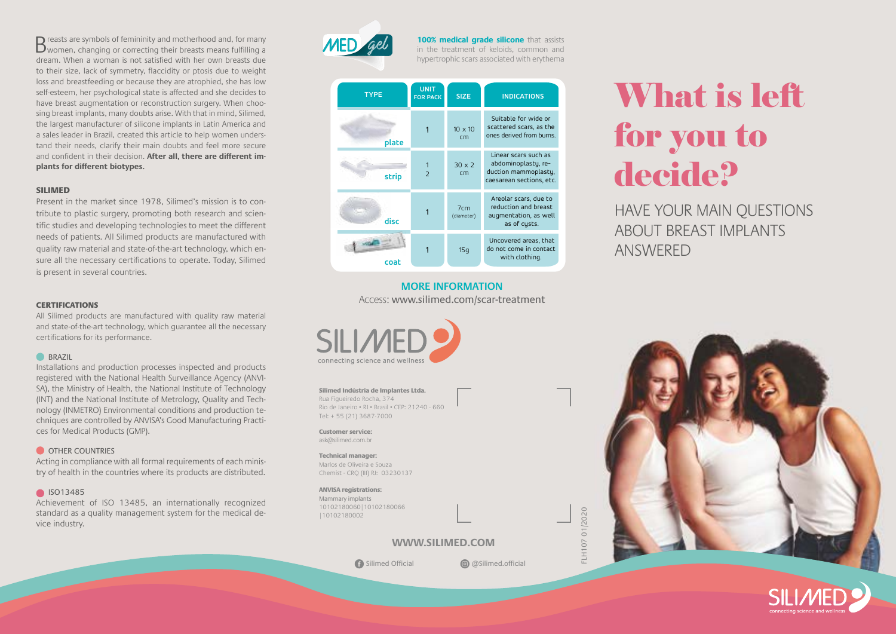Breasts are symbols of femininity and motherhood and, for many women, changing or correcting their breasts means fulfilling a dream. When a woman is not satisfied with her own breasts due to their size, lack of symmetry, flaccidity or ptosis due to weight loss and breastfeeding or because they are atrophied, she has low self-esteem, her psychological state is affected and she decides to have breast augmentation or reconstruction surgery. When choosing breast implants, many doubts arise. With that in mind, Silimed, the largest manufacturer of silicone implants in Latin America and a sales leader in Brazil, created this article to help women understand their needs, clarify their main doubts and feel more secure and confident in their decision. **After all, there are different implants for different biotypes.**

## SILIMED

Present in the market since 1978, Silimed's mission is to contribute to plastic surgery, promoting both research and scientific studies and developing technologies to meet the different needs of patients. All Silimed products are manufactured with quality raw material and state-of-the-art technology, which ensure all the necessary certifications to operate. Today, Silimed is present in several countries.

## CERTIFICATIONS

All Silimed products are manufactured with quality raw material and state-of-the-art technology, which guarantee all the necessary certifications for its performance.

### BRAZIL

Installations and production processes inspected and products registered with the National Health Surveillance Agency (ANVISA), the Ministry of Health, the National Institute of Technology (INT) and the National Institute of Metrology, Quality and Technology (INMETRO) Environmental conditions and production techniques are controlled by ANVISA's Good Manufacturing Practices for Medical Products (GMP).

### OTHER COUNTRIES

Acting in compliance with all formal requirements of each ministry of health in the countries where its products are distributed.

### ISO13485

Achievement of ISO 13485, an internationally recognized standard as a quality management system for the medical device industry.

MED gel

**100% medical grade silicone** that assists in the treatment of keloids, common and hypertrophic scars associated with erythema

| TYPE | UNIT FOR PACK | SIZE | INDICATIONS |
|---|---|---|---|
| plate | 1 | 10 x 10 cm | Suitable for wide or scattered scars, as the ones derived from burns. |
| strip | 1<br>2 | 30 x 2 cm | Linear scars such as abdominoplasty, reduction mammoplasty, caesarean sections, etc. |
| disc | 1 | 7cm (diameter) | Areolar scars, due to reduction and breast augmentation, as well as of cysts. |
| coat | 1 | 15g | Uncovered areas, that do not come in contact with clothing. |

**MORE INFORMATION**

Access: www.silimed.com/scar-treatment

SILIMED
connecting science and wellness

**Silimed Indústria de Implantes Ltda.**
Rua Figueiredo Rocha, 374
Rio de Janeiro • RJ • Brasil • CEP: 21240 - 660
Tel: + 55 (21) 3687-7000

**Customer service:**
ask@silimed.com.br

**Technical manager:**
Marlos de Oliveira e Souza
Chemist - CRQ (III) RJ: 03230137

**ANVISA registrations:**
Mammary implants
10102180060|10102180066
|10102180002

**WWW.SILIMED.COM**

Silimed Official    @Silimed.official

FLH107 01/2020

# What is left for you to decide?

## HAVE YOUR MAIN QUESTIONS ABOUT BREAST IMPLANTS ANSWERED

SILIMED
connecting science and wellness